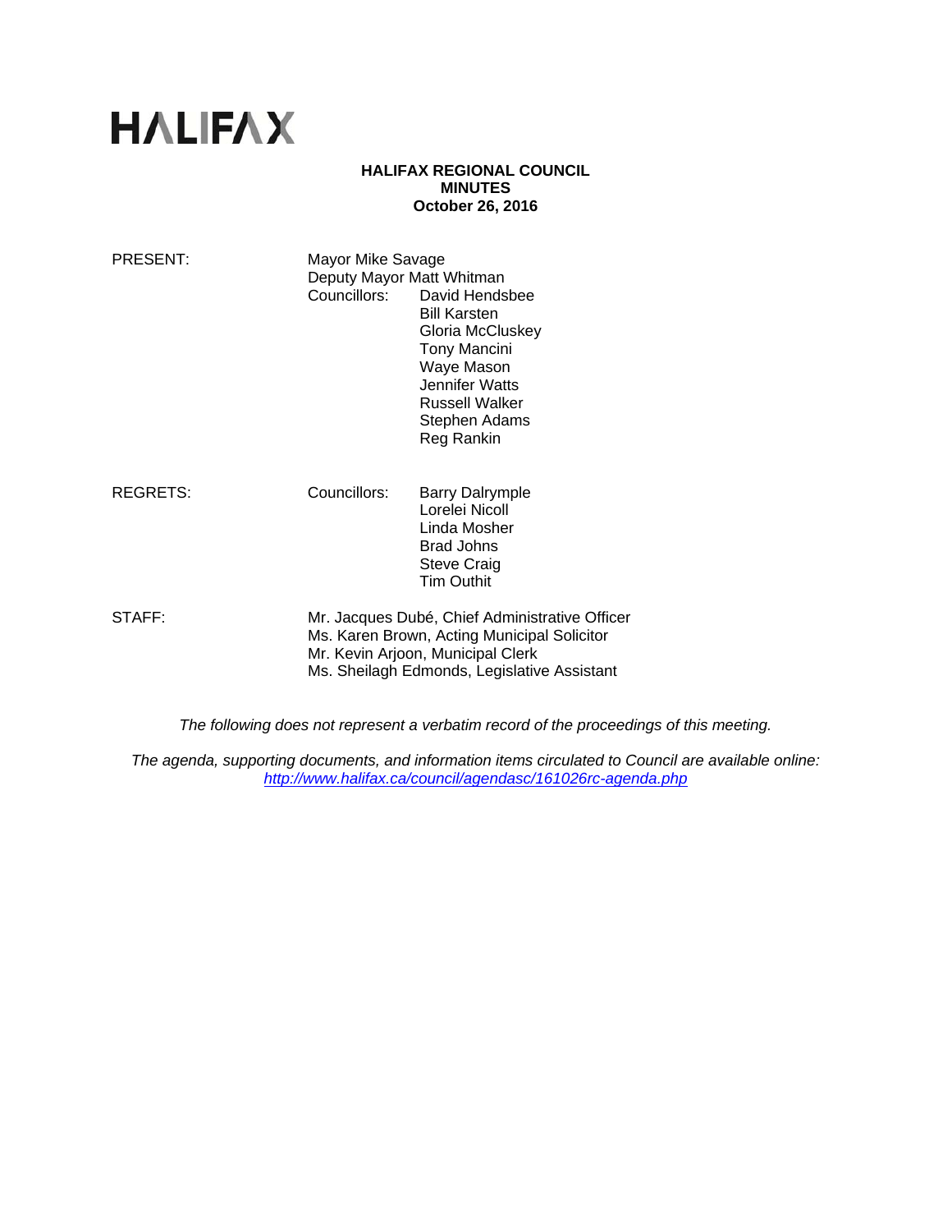# HALIFAX

**HALIFAX REGIONAL COUNCIL**
**MINUTES**
**October 26, 2016**

| | | |
|---|---|---|
| PRESENT: | Mayor Mike Savage | |
| | Deputy Mayor Matt Whitman | |
| | Councillors: | David Hendsbee |
| | | Bill Karsten |
| | | Gloria McCluskey |
| | | Tony Mancini |
| | | Waye Mason |
| | | Jennifer Watts |
| | | Russell Walker |
| | | Stephen Adams |
| | | Reg Rankin |
| REGRETS: | Councillors: | Barry Dalrymple |
| | | Lorelei Nicoll |
| | | Linda Mosher |
| | | Brad Johns |
| | | Steve Craig |
| | | Tim Outhit |
| STAFF: | Mr. Jacques Dubé, Chief Administrative Officer | |
| | Ms. Karen Brown, Acting Municipal Solicitor | |
| | Mr. Kevin Arjoon, Municipal Clerk | |
| | Ms. Sheilagh Edmonds, Legislative Assistant | |

*The following does not represent a verbatim record of the proceedings of this meeting.*

*The agenda, supporting documents, and information items circulated to Council are available online: http://www.halifax.ca/council/agendasc/161026rc-agenda.php*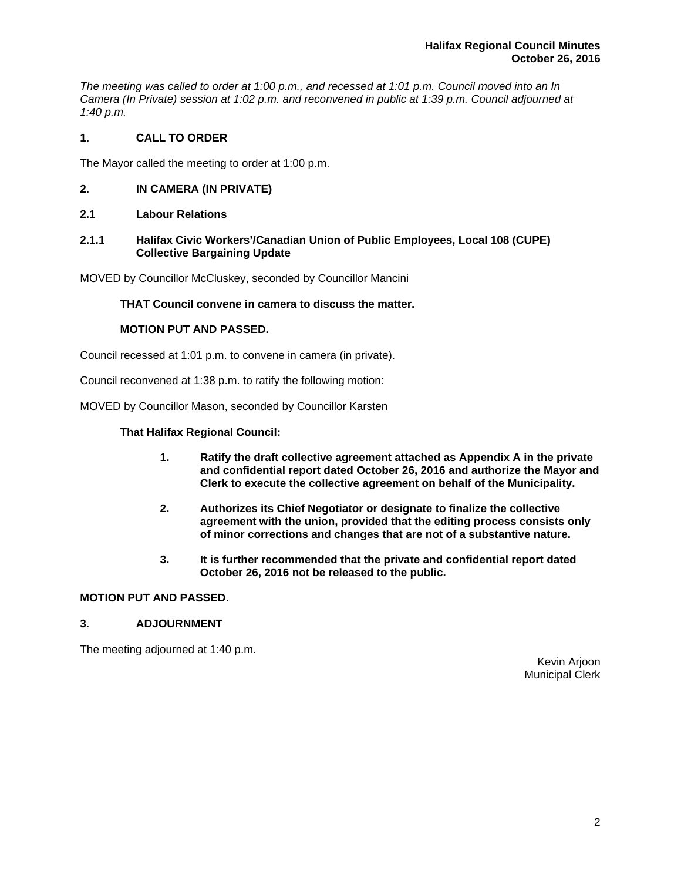*The meeting was called to order at 1:00 p.m., and recessed at 1:01 p.m. Council moved into an In Camera (In Private) session at 1:02 p.m. and reconvened in public at 1:39 p.m. Council adjourned at 1:40 p.m.*

## 1. CALL TO ORDER

The Mayor called the meeting to order at 1:00 p.m.

## 2. IN CAMERA (IN PRIVATE)

### 2.1 Labour Relations

#### 2.1.1 Halifax Civic Workers'/Canadian Union of Public Employees, Local 108 (CUPE) Collective Bargaining Update

MOVED by Councillor McCluskey, seconded by Councillor Mancini

**THAT Council convene in camera to discuss the matter.**

**MOTION PUT AND PASSED.**

Council recessed at 1:01 p.m. to convene in camera (in private).

Council reconvened at 1:38 p.m. to ratify the following motion:

MOVED by Councillor Mason, seconded by Councillor Karsten

**That Halifax Regional Council:**

1. **Ratify the draft collective agreement attached as Appendix A in the private and confidential report dated October 26, 2016 and authorize the Mayor and Clerk to execute the collective agreement on behalf of the Municipality.**
2. **Authorizes its Chief Negotiator or designate to finalize the collective agreement with the union, provided that the editing process consists only of minor corrections and changes that are not of a substantive nature.**
3. **It is further recommended that the private and confidential report dated October 26, 2016 not be released to the public.**

**MOTION PUT AND PASSED**.

## 3. ADJOURNMENT

The meeting adjourned at 1:40 p.m.

Kevin Arjoon
Municipal Clerk